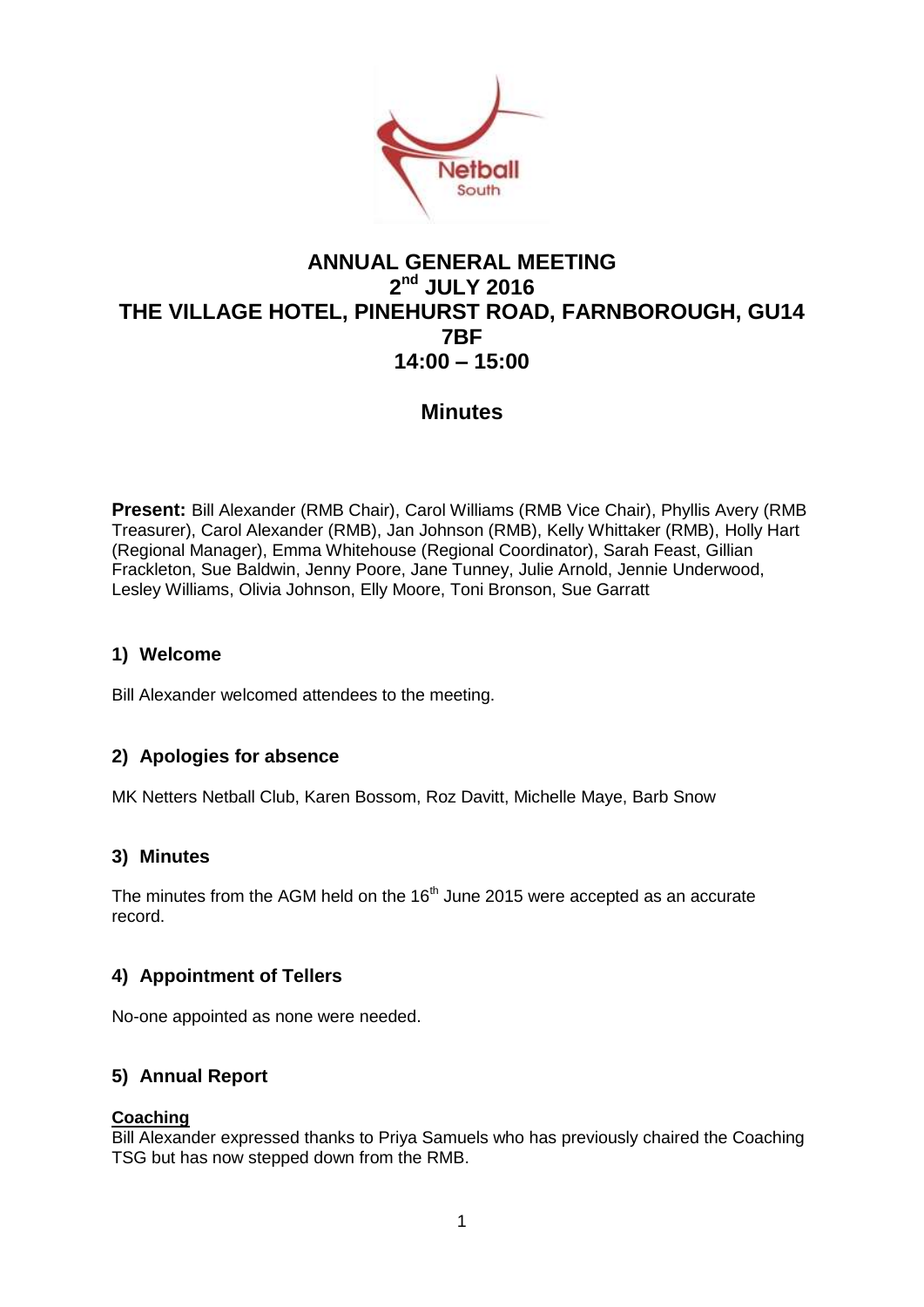# ANNUAL GENERAL MEETING
## 2nd JULY 2016
## THE VILLAGE HOTEL, PINEHURST ROAD, FARNBOROUGH, GU14 7BF
## 14:00 – 15:00

## Minutes

**Present:** Bill Alexander (RMB Chair), Carol Williams (RMB Vice Chair), Phyllis Avery (RMB Treasurer), Carol Alexander (RMB), Jan Johnson (RMB), Kelly Whittaker (RMB), Holly Hart (Regional Manager), Emma Whitehouse (Regional Coordinator), Sarah Feast, Gillian Frackleton, Sue Baldwin, Jenny Poore, Jane Tunney, Julie Arnold, Jennie Underwood, Lesley Williams, Olivia Johnson, Elly Moore, Toni Bronson, Sue Garratt

### 1) Welcome

Bill Alexander welcomed attendees to the meeting.

### 2) Apologies for absence

MK Netters Netball Club, Karen Bossom, Roz Davitt, Michelle Maye, Barb Snow

### 3) Minutes

The minutes from the AGM held on the 16th June 2015 were accepted as an accurate record.

### 4) Appointment of Tellers

No-one appointed as none were needed.

### 5) Annual Report

**Coaching**

Bill Alexander expressed thanks to Priya Samuels who has previously chaired the Coaching TSG but has now stepped down from the RMB.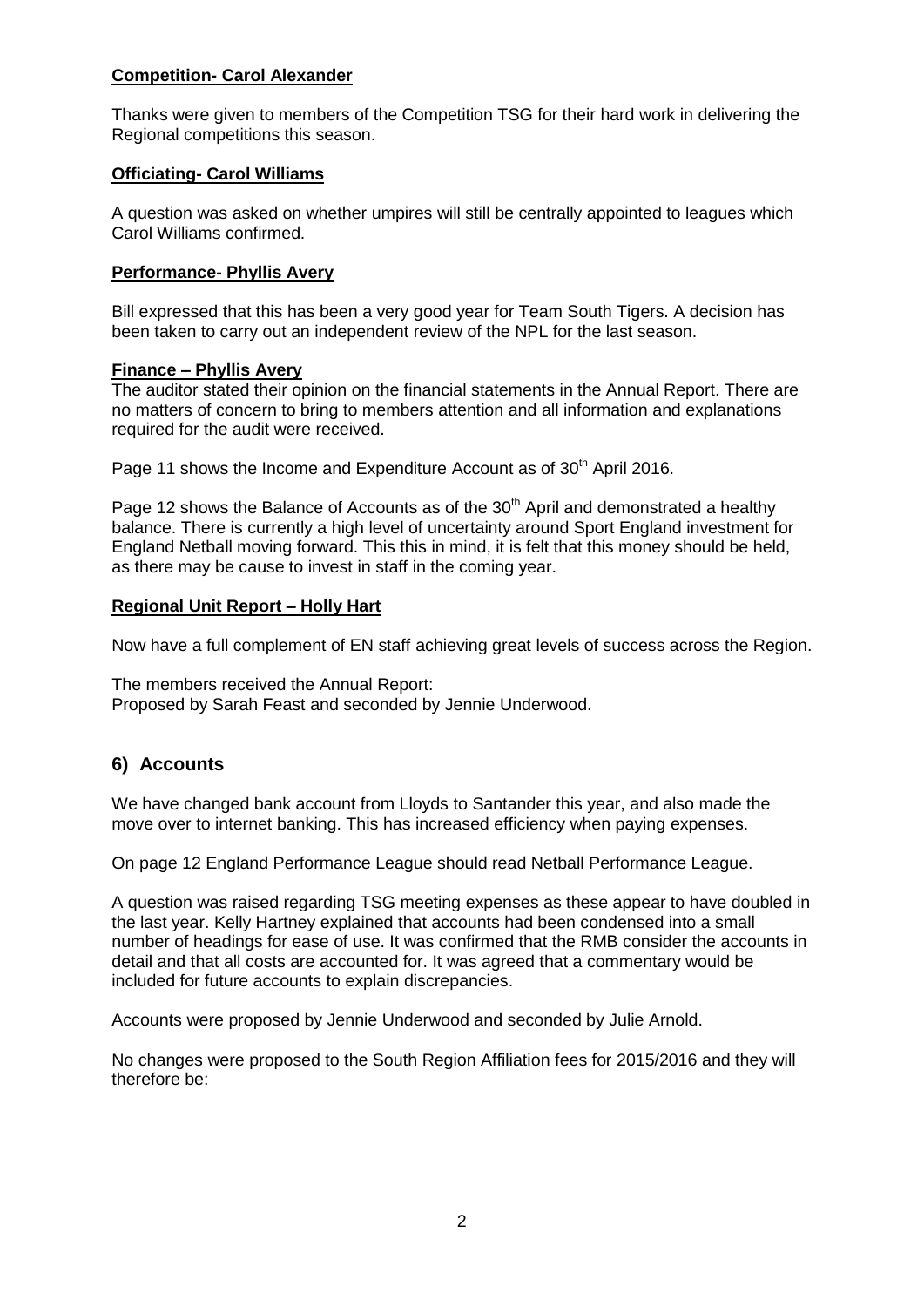**Competition- Carol Alexander**

Thanks were given to members of the Competition TSG for their hard work in delivering the Regional competitions this season.

**Officiating- Carol Williams**

A question was asked on whether umpires will still be centrally appointed to leagues which Carol Williams confirmed.

**Performance- Phyllis Avery**

Bill expressed that this has been a very good year for Team South Tigers. A decision has been taken to carry out an independent review of the NPL for the last season.

**Finance – Phyllis Avery**

The auditor stated their opinion on the financial statements in the Annual Report. There are no matters of concern to bring to members attention and all information and explanations required for the audit were received.

Page 11 shows the Income and Expenditure Account as of 30th April 2016.

Page 12 shows the Balance of Accounts as of the 30th April and demonstrated a healthy balance. There is currently a high level of uncertainty around Sport England investment for England Netball moving forward. This this in mind, it is felt that this money should be held, as there may be cause to invest in staff in the coming year.

**Regional Unit Report – Holly Hart**

Now have a full complement of EN staff achieving great levels of success across the Region.

The members received the Annual Report:
Proposed by Sarah Feast and seconded by Jennie Underwood.

## 6) Accounts

We have changed bank account from Lloyds to Santander this year, and also made the move over to internet banking. This has increased efficiency when paying expenses.

On page 12 England Performance League should read Netball Performance League.

A question was raised regarding TSG meeting expenses as these appear to have doubled in the last year. Kelly Hartney explained that accounts had been condensed into a small number of headings for ease of use. It was confirmed that the RMB consider the accounts in detail and that all costs are accounted for. It was agreed that a commentary would be included for future accounts to explain discrepancies.

Accounts were proposed by Jennie Underwood and seconded by Julie Arnold.

No changes were proposed to the South Region Affiliation fees for 2015/2016 and they will therefore be: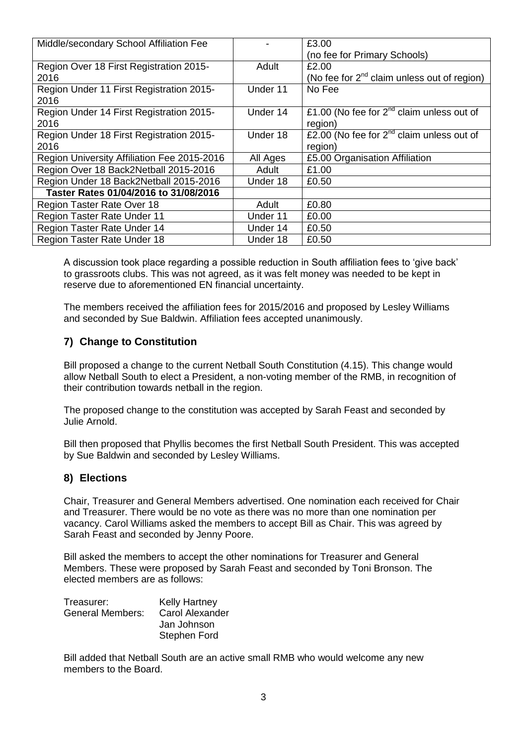| Middle/secondary School Affiliation Fee | - | £3.00 (no fee for Primary Schools) |
| --- | --- | --- |
| Region Over 18 First Registration 2015-2016 | Adult | £2.00 (No fee for 2nd claim unless out of region) |
| Region Under 11 First Registration 2015-2016 | Under 11 | No Fee |
| Region Under 14 First Registration 2015-2016 | Under 14 | £1.00 (No fee for 2nd claim unless out of region) |
| Region Under 18 First Registration 2015-2016 | Under 18 | £2.00 (No fee for 2nd claim unless out of region) |
| Region University Affiliation Fee 2015-2016 | All Ages | £5.00 Organisation Affiliation |
| Region Over 18 Back2Netball 2015-2016 | Adult | £1.00 |
| Region Under 18 Back2Netball 2015-2016 | Under 18 | £0.50 |
| **Taster Rates 01/04/2016 to 31/08/2016** | | |
| Region Taster Rate Over 18 | Adult | £0.80 |
| Region Taster Rate Under 11 | Under 11 | £0.00 |
| Region Taster Rate Under 14 | Under 14 | £0.50 |
| Region Taster Rate Under 18 | Under 18 | £0.50 |

A discussion took place regarding a possible reduction in South affiliation fees to 'give back' to grassroots clubs. This was not agreed, as it was felt money was needed to be kept in reserve due to aforementioned EN financial uncertainty.

The members received the affiliation fees for 2015/2016 and proposed by Lesley Williams and seconded by Sue Baldwin. Affiliation fees accepted unanimously.

## 7) Change to Constitution

Bill proposed a change to the current Netball South Constitution (4.15). This change would allow Netball South to elect a President, a non-voting member of the RMB, in recognition of their contribution towards netball in the region.

The proposed change to the constitution was accepted by Sarah Feast and seconded by Julie Arnold.

Bill then proposed that Phyllis becomes the first Netball South President. This was accepted by Sue Baldwin and seconded by Lesley Williams.

## 8) Elections

Chair, Treasurer and General Members advertised. One nomination each received for Chair and Treasurer. There would be no vote as there was no more than one nomination per vacancy. Carol Williams asked the members to accept Bill as Chair. This was agreed by Sarah Feast and seconded by Jenny Poore.

Bill asked the members to accept the other nominations for Treasurer and General Members. These were proposed by Sarah Feast and seconded by Toni Bronson. The elected members are as follows:

Treasurer: Kelly Hartney
General Members: Carol Alexander
Jan Johnson
Stephen Ford

Bill added that Netball South are an active small RMB who would welcome any new members to the Board.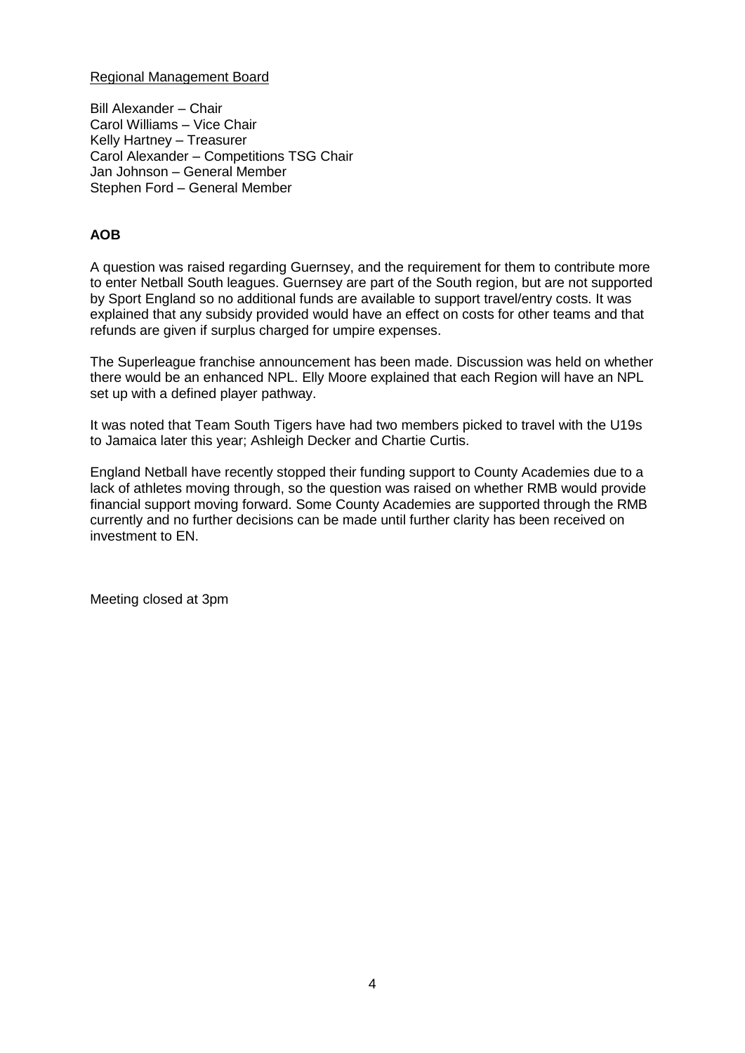Regional Management Board

Bill Alexander – Chair
Carol Williams – Vice Chair
Kelly Hartney – Treasurer
Carol Alexander – Competitions TSG Chair
Jan Johnson – General Member
Stephen Ford – General Member

**AOB**

A question was raised regarding Guernsey, and the requirement for them to contribute more to enter Netball South leagues. Guernsey are part of the South region, but are not supported by Sport England so no additional funds are available to support travel/entry costs. It was explained that any subsidy provided would have an effect on costs for other teams and that refunds are given if surplus charged for umpire expenses.

The Superleague franchise announcement has been made. Discussion was held on whether there would be an enhanced NPL. Elly Moore explained that each Region will have an NPL set up with a defined player pathway.

It was noted that Team South Tigers have had two members picked to travel with the U19s to Jamaica later this year; Ashleigh Decker and Chartie Curtis.

England Netball have recently stopped their funding support to County Academies due to a lack of athletes moving through, so the question was raised on whether RMB would provide financial support moving forward. Some County Academies are supported through the RMB currently and no further decisions can be made until further clarity has been received on investment to EN.

Meeting closed at 3pm